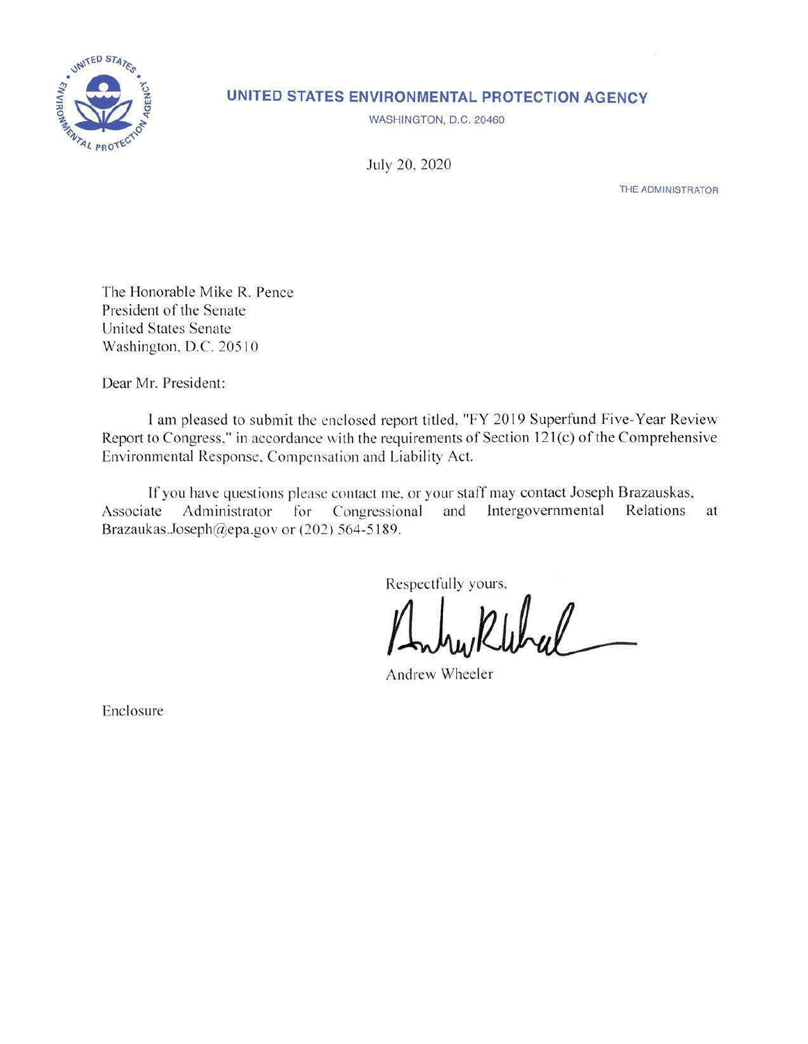# UNITED STATES ENVIRONMENTAL PROTECTION AGENCY

WASHINGTON, D.C. 20460

July 20, 2020

THE ADMINISTRATOR

The Honorable Mike R. Pence
President of the Senate
United States Senate
Washington, D.C. 20510

Dear Mr. President:

I am pleased to submit the enclosed report titled, "FY 2019 Superfund Five-Year Review Report to Congress," in accordance with the requirements of Section 121(c) of the Comprehensive Environmental Response, Compensation and Liability Act.

If you have questions please contact me, or your staff may contact Joseph Brazauskas, Associate Administrator for Congressional and Intergovernmental Relations at Brazaukas.Joseph@epa.gov or (202) 564-5189.

Respectfully yours,

Andrew Wheeler

Enclosure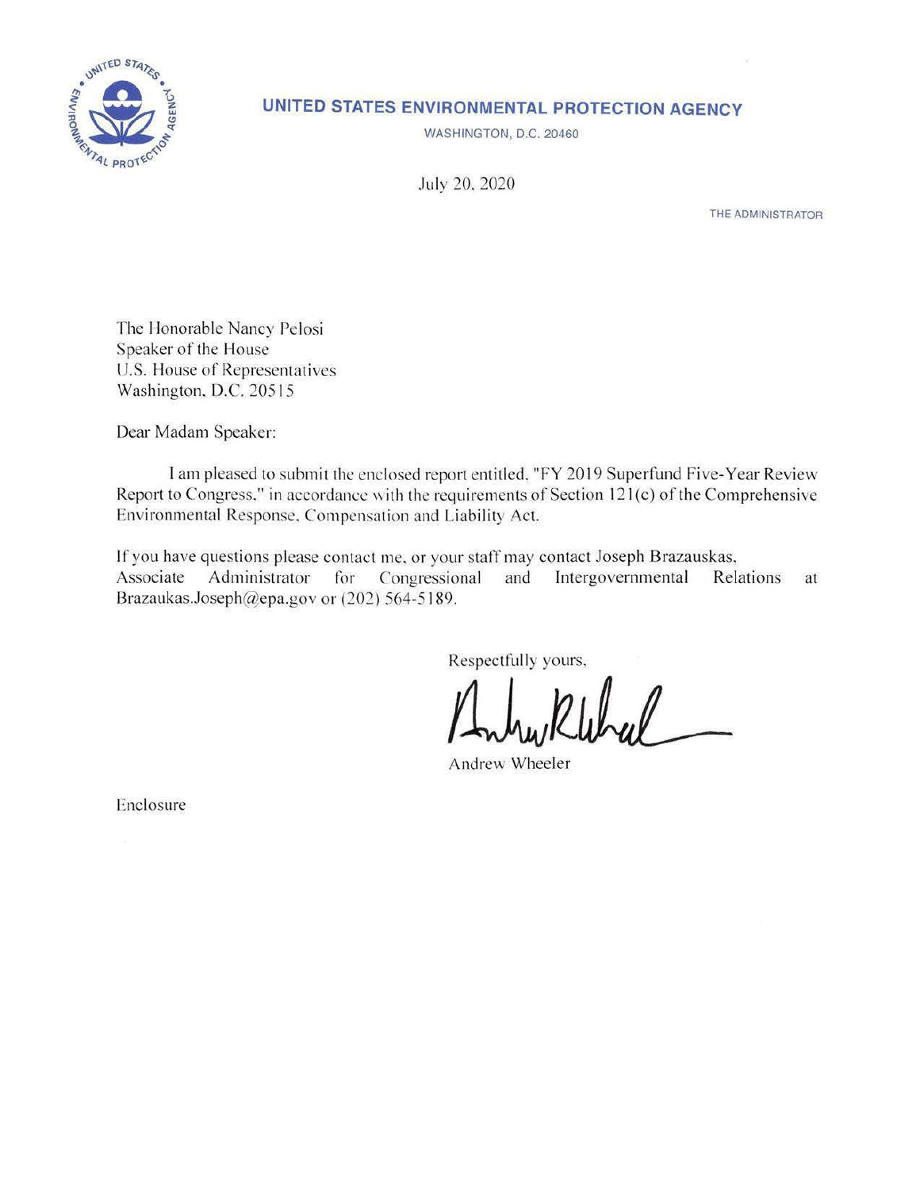**UNITED STATES ENVIRONMENTAL PROTECTION AGENCY**

WASHINGTON, D.C. 20460

July 20, 2020

THE ADMINISTRATOR

The Honorable Nancy Pelosi
Speaker of the House
U.S. House of Representatives
Washington, D.C. 20515

Dear Madam Speaker:

I am pleased to submit the enclosed report entitled, "FY 2019 Superfund Five-Year Review Report to Congress," in accordance with the requirements of Section 121(c) of the Comprehensive Environmental Response, Compensation and Liability Act.

If you have questions please contact me, or your staff may contact Joseph Brazauskas, Associate Administrator for Congressional and Intergovernmental Relations at Brazaukas.Joseph@epa.gov or (202) 564-5189.

Respectfully yours,

Andrew Wheeler

Enclosure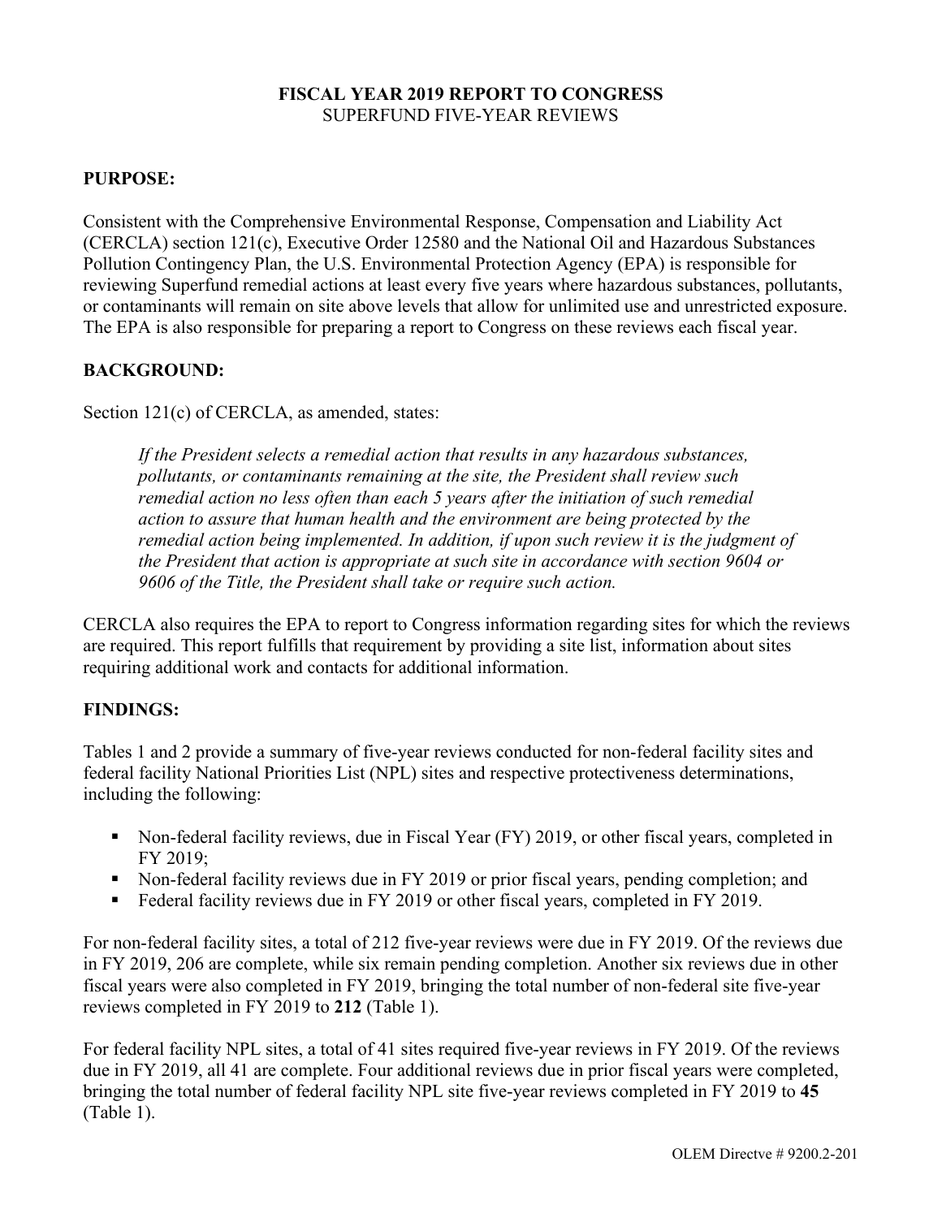**FISCAL YEAR 2019 REPORT TO CONGRESS**
SUPERFUND FIVE-YEAR REVIEWS

## PURPOSE:

Consistent with the Comprehensive Environmental Response, Compensation and Liability Act (CERCLA) section 121(c), Executive Order 12580 and the National Oil and Hazardous Substances Pollution Contingency Plan, the U.S. Environmental Protection Agency (EPA) is responsible for reviewing Superfund remedial actions at least every five years where hazardous substances, pollutants, or contaminants will remain on site above levels that allow for unlimited use and unrestricted exposure. The EPA is also responsible for preparing a report to Congress on these reviews each fiscal year.

## BACKGROUND:

Section 121(c) of CERCLA, as amended, states:

> *If the President selects a remedial action that results in any hazardous substances, pollutants, or contaminants remaining at the site, the President shall review such remedial action no less often than each 5 years after the initiation of such remedial action to assure that human health and the environment are being protected by the remedial action being implemented. In addition, if upon such review it is the judgment of the President that action is appropriate at such site in accordance with section 9604 or 9606 of the Title, the President shall take or require such action.*

CERCLA also requires the EPA to report to Congress information regarding sites for which the reviews are required. This report fulfills that requirement by providing a site list, information about sites requiring additional work and contacts for additional information.

## FINDINGS:

Tables 1 and 2 provide a summary of five-year reviews conducted for non-federal facility sites and federal facility National Priorities List (NPL) sites and respective protectiveness determinations, including the following:

- Non-federal facility reviews, due in Fiscal Year (FY) 2019, or other fiscal years, completed in FY 2019;
- Non-federal facility reviews due in FY 2019 or prior fiscal years, pending completion; and
- Federal facility reviews due in FY 2019 or other fiscal years, completed in FY 2019.

For non-federal facility sites, a total of 212 five-year reviews were due in FY 2019. Of the reviews due in FY 2019, 206 are complete, while six remain pending completion. Another six reviews due in other fiscal years were also completed in FY 2019, bringing the total number of non-federal site five-year reviews completed in FY 2019 to **212** (Table 1).

For federal facility NPL sites, a total of 41 sites required five-year reviews in FY 2019. Of the reviews due in FY 2019, all 41 are complete. Four additional reviews due in prior fiscal years were completed, bringing the total number of federal facility NPL site five-year reviews completed in FY 2019 to **45** (Table 1).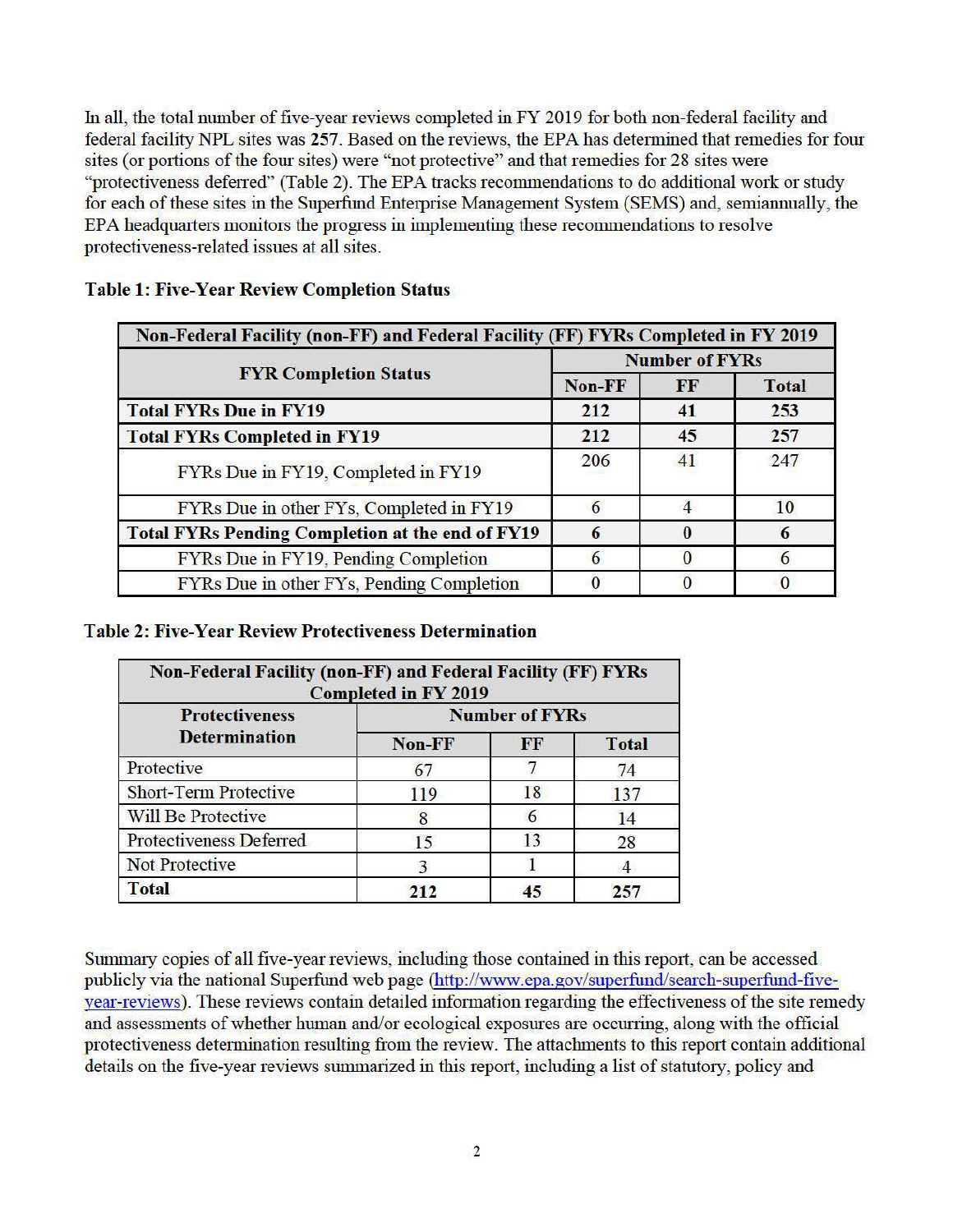In all, the total number of five-year reviews completed in FY 2019 for both non-federal facility and federal facility NPL sites was **257**. Based on the reviews, the EPA has determined that remedies for four sites (or portions of the four sites) were "not protective" and that remedies for 28 sites were "protectiveness deferred" (Table 2). The EPA tracks recommendations to do additional work or study for each of these sites in the Superfund Enterprise Management System (SEMS) and, semiannually, the EPA headquarters monitors the progress in implementing these recommendations to resolve protectiveness-related issues at all sites.

**Table 1: Five-Year Review Completion Status**

| Non-Federal Facility (non-FF) and Federal Facility (FF) FYRs Completed in FY 2019 | | | |
|---|---|---|---|
| **FYR Completion Status** | **Number of FYRs** | | |
| | **Non-FF** | **FF** | **Total** |
| **Total FYRs Due in FY19** | **212** | **41** | **253** |
| **Total FYRs Completed in FY19** | **212** | **45** | **257** |
| FYRs Due in FY19, Completed in FY19 | 206 | 41 | 247 |
| FYRs Due in other FYs, Completed in FY19 | 6 | 4 | 10 |
| **Total FYRs Pending Completion at the end of FY19** | **6** | **0** | **6** |
| FYRs Due in FY19, Pending Completion | 6 | 0 | 6 |
| FYRs Due in other FYs, Pending Completion | 0 | 0 | 0 |

**Table 2: Five-Year Review Protectiveness Determination**

| Non-Federal Facility (non-FF) and Federal Facility (FF) FYRs Completed in FY 2019 | | | |
|---|---|---|---|
| **Protectiveness Determination** | **Number of FYRs** | | |
| | **Non-FF** | **FF** | **Total** |
| Protective | 67 | 7 | 74 |
| Short-Term Protective | 119 | 18 | 137 |
| Will Be Protective | 8 | 6 | 14 |
| Protectiveness Deferred | 15 | 13 | 28 |
| Not Protective | 3 | 1 | 4 |
| **Total** | **212** | **45** | **257** |

Summary copies of all five-year reviews, including those contained in this report, can be accessed publicly via the national Superfund web page (http://www.epa.gov/superfund/search-superfund-five-year-reviews). These reviews contain detailed information regarding the effectiveness of the site remedy and assessments of whether human and/or ecological exposures are occurring, along with the official protectiveness determination resulting from the review. The attachments to this report contain additional details on the five-year reviews summarized in this report, including a list of statutory, policy and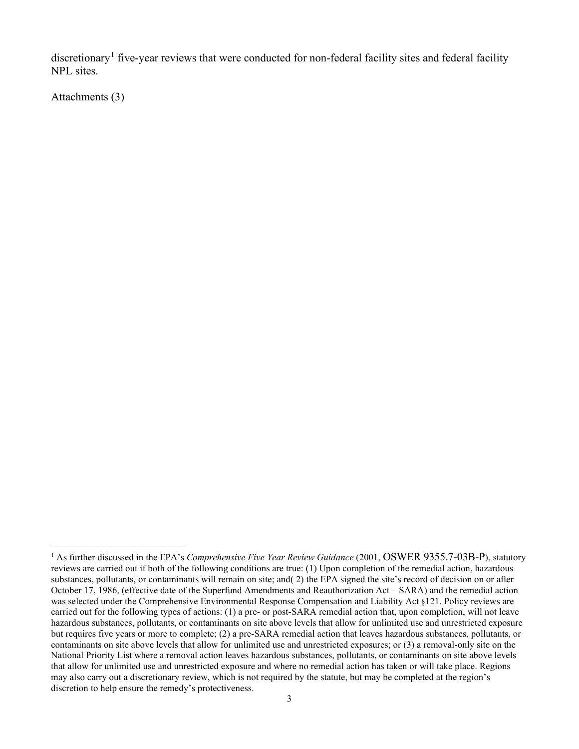discretionary[1] five-year reviews that were conducted for non-federal facility sites and federal facility NPL sites.

Attachments (3)

---

[1] As further discussed in the EPA's *Comprehensive Five Year Review Guidance* (2001, OSWER 9355.7-03B-P), statutory reviews are carried out if both of the following conditions are true: (1) Upon completion of the remedial action, hazardous substances, pollutants, or contaminants will remain on site; and( 2) the EPA signed the site's record of decision on or after October 17, 1986, (effective date of the Superfund Amendments and Reauthorization Act – SARA) and the remedial action was selected under the Comprehensive Environmental Response Compensation and Liability Act §121. Policy reviews are carried out for the following types of actions: (1) a pre- or post-SARA remedial action that, upon completion, will not leave hazardous substances, pollutants, or contaminants on site above levels that allow for unlimited use and unrestricted exposure but requires five years or more to complete; (2) a pre-SARA remedial action that leaves hazardous substances, pollutants, or contaminants on site above levels that allow for unlimited use and unrestricted exposures; or (3) a removal-only site on the National Priority List where a removal action leaves hazardous substances, pollutants, or contaminants on site above levels that allow for unlimited use and unrestricted exposure and where no remedial action has taken or will take place. Regions may also carry out a discretionary review, which is not required by the statute, but may be completed at the region's discretion to help ensure the remedy's protectiveness.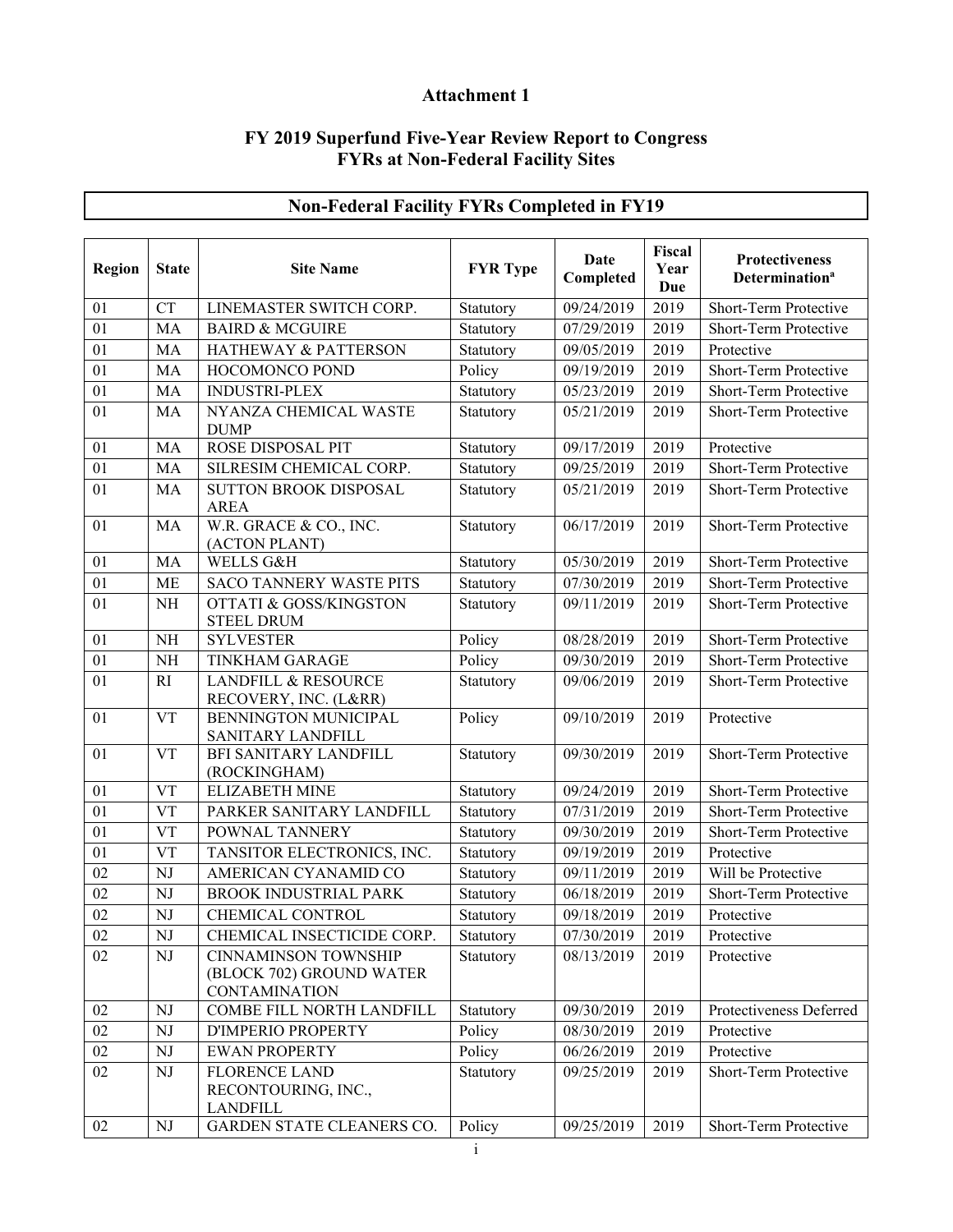# Attachment 1

## FY 2019 Superfund Five-Year Review Report to Congress FYRs at Non-Federal Facility Sites

### Non-Federal Facility FYRs Completed in FY19

| Region | State | Site Name | FYR Type | Date Completed | Fiscal Year Due | Protectiveness Determination[a] |
|---|---|---|---|---|---|---|
| 01 | CT | LINEMASTER SWITCH CORP. | Statutory | 09/24/2019 | 2019 | Short-Term Protective |
| 01 | MA | BAIRD & MCGUIRE | Statutory | 07/29/2019 | 2019 | Short-Term Protective |
| 01 | MA | HATHEWAY & PATTERSON | Statutory | 09/05/2019 | 2019 | Protective |
| 01 | MA | HOCOMONCO POND | Policy | 09/19/2019 | 2019 | Short-Term Protective |
| 01 | MA | INDUSTRI-PLEX | Statutory | 05/23/2019 | 2019 | Short-Term Protective |
| 01 | MA | NYANZA CHEMICAL WASTE DUMP | Statutory | 05/21/2019 | 2019 | Short-Term Protective |
| 01 | MA | ROSE DISPOSAL PIT | Statutory | 09/17/2019 | 2019 | Protective |
| 01 | MA | SILRESIM CHEMICAL CORP. | Statutory | 09/25/2019 | 2019 | Short-Term Protective |
| 01 | MA | SUTTON BROOK DISPOSAL AREA | Statutory | 05/21/2019 | 2019 | Short-Term Protective |
| 01 | MA | W.R. GRACE & CO., INC. (ACTON PLANT) | Statutory | 06/17/2019 | 2019 | Short-Term Protective |
| 01 | MA | WELLS G&H | Statutory | 05/30/2019 | 2019 | Short-Term Protective |
| 01 | ME | SACO TANNERY WASTE PITS | Statutory | 07/30/2019 | 2019 | Short-Term Protective |
| 01 | NH | OTTATI & GOSS/KINGSTON STEEL DRUM | Statutory | 09/11/2019 | 2019 | Short-Term Protective |
| 01 | NH | SYLVESTER | Policy | 08/28/2019 | 2019 | Short-Term Protective |
| 01 | NH | TINKHAM GARAGE | Policy | 09/30/2019 | 2019 | Short-Term Protective |
| 01 | RI | LANDFILL & RESOURCE RECOVERY, INC. (L&RR) | Statutory | 09/06/2019 | 2019 | Short-Term Protective |
| 01 | VT | BENNINGTON MUNICIPAL SANITARY LANDFILL | Policy | 09/10/2019 | 2019 | Protective |
| 01 | VT | BFI SANITARY LANDFILL (ROCKINGHAM) | Statutory | 09/30/2019 | 2019 | Short-Term Protective |
| 01 | VT | ELIZABETH MINE | Statutory | 09/24/2019 | 2019 | Short-Term Protective |
| 01 | VT | PARKER SANITARY LANDFILL | Statutory | 07/31/2019 | 2019 | Short-Term Protective |
| 01 | VT | POWNAL TANNERY | Statutory | 09/30/2019 | 2019 | Short-Term Protective |
| 01 | VT | TANSITOR ELECTRONICS, INC. | Statutory | 09/19/2019 | 2019 | Protective |
| 02 | NJ | AMERICAN CYANAMID CO | Statutory | 09/11/2019 | 2019 | Will be Protective |
| 02 | NJ | BROOK INDUSTRIAL PARK | Statutory | 06/18/2019 | 2019 | Short-Term Protective |
| 02 | NJ | CHEMICAL CONTROL | Statutory | 09/18/2019 | 2019 | Protective |
| 02 | NJ | CHEMICAL INSECTICIDE CORP. | Statutory | 07/30/2019 | 2019 | Protective |
| 02 | NJ | CINNAMINSON TOWNSHIP (BLOCK 702) GROUND WATER CONTAMINATION | Statutory | 08/13/2019 | 2019 | Protective |
| 02 | NJ | COMBE FILL NORTH LANDFILL | Statutory | 09/30/2019 | 2019 | Protectiveness Deferred |
| 02 | NJ | D'IMPERIO PROPERTY | Policy | 08/30/2019 | 2019 | Protective |
| 02 | NJ | EWAN PROPERTY | Policy | 06/26/2019 | 2019 | Protective |
| 02 | NJ | FLORENCE LAND RECONTOURING, INC., LANDFILL | Statutory | 09/25/2019 | 2019 | Short-Term Protective |
| 02 | NJ | GARDEN STATE CLEANERS CO. | Policy | 09/25/2019 | 2019 | Short-Term Protective |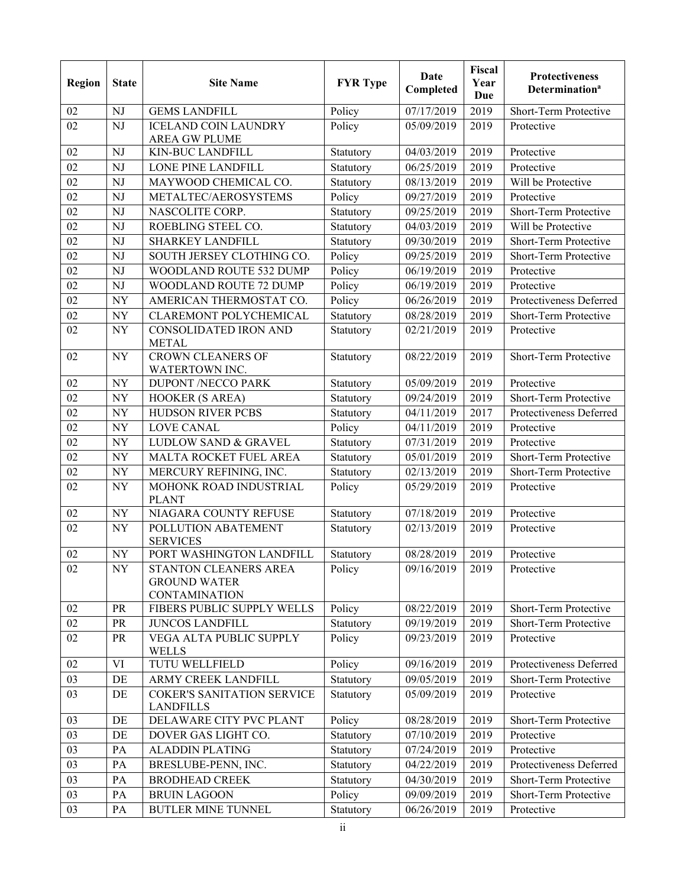| Region | State | Site Name | FYR Type | Date Completed | Fiscal Year Due | Protectiveness Determination[a] |
|---|---|---|---|---|---|---|
| 02 | NJ | GEMS LANDFILL | Policy | 07/17/2019 | 2019 | Short-Term Protective |
| 02 | NJ | ICELAND COIN LAUNDRY AREA GW PLUME | Policy | 05/09/2019 | 2019 | Protective |
| 02 | NJ | KIN-BUC LANDFILL | Statutory | 04/03/2019 | 2019 | Protective |
| 02 | NJ | LONE PINE LANDFILL | Statutory | 06/25/2019 | 2019 | Protective |
| 02 | NJ | MAYWOOD CHEMICAL CO. | Statutory | 08/13/2019 | 2019 | Will be Protective |
| 02 | NJ | METALTEC/AEROSYSTEMS | Policy | 09/27/2019 | 2019 | Protective |
| 02 | NJ | NASCOLITE CORP. | Statutory | 09/25/2019 | 2019 | Short-Term Protective |
| 02 | NJ | ROEBLING STEEL CO. | Statutory | 04/03/2019 | 2019 | Will be Protective |
| 02 | NJ | SHARKEY LANDFILL | Statutory | 09/30/2019 | 2019 | Short-Term Protective |
| 02 | NJ | SOUTH JERSEY CLOTHING CO. | Policy | 09/25/2019 | 2019 | Short-Term Protective |
| 02 | NJ | WOODLAND ROUTE 532 DUMP | Policy | 06/19/2019 | 2019 | Protective |
| 02 | NJ | WOODLAND ROUTE 72 DUMP | Policy | 06/19/2019 | 2019 | Protective |
| 02 | NY | AMERICAN THERMOSTAT CO. | Policy | 06/26/2019 | 2019 | Protectiveness Deferred |
| 02 | NY | CLAREMONT POLYCHEMICAL | Statutory | 08/28/2019 | 2019 | Short-Term Protective |
| 02 | NY | CONSOLIDATED IRON AND METAL | Statutory | 02/21/2019 | 2019 | Protective |
| 02 | NY | CROWN CLEANERS OF WATERTOWN INC. | Statutory | 08/22/2019 | 2019 | Short-Term Protective |
| 02 | NY | DUPONT /NECCO PARK | Statutory | 05/09/2019 | 2019 | Protective |
| 02 | NY | HOOKER (S AREA) | Statutory | 09/24/2019 | 2019 | Short-Term Protective |
| 02 | NY | HUDSON RIVER PCBS | Statutory | 04/11/2019 | 2017 | Protectiveness Deferred |
| 02 | NY | LOVE CANAL | Policy | 04/11/2019 | 2019 | Protective |
| 02 | NY | LUDLOW SAND & GRAVEL | Statutory | 07/31/2019 | 2019 | Protective |
| 02 | NY | MALTA ROCKET FUEL AREA | Statutory | 05/01/2019 | 2019 | Short-Term Protective |
| 02 | NY | MERCURY REFINING, INC. | Statutory | 02/13/2019 | 2019 | Short-Term Protective |
| 02 | NY | MOHONK ROAD INDUSTRIAL PLANT | Policy | 05/29/2019 | 2019 | Protective |
| 02 | NY | NIAGARA COUNTY REFUSE | Statutory | 07/18/2019 | 2019 | Protective |
| 02 | NY | POLLUTION ABATEMENT SERVICES | Statutory | 02/13/2019 | 2019 | Protective |
| 02 | NY | PORT WASHINGTON LANDFILL | Statutory | 08/28/2019 | 2019 | Protective |
| 02 | NY | STANTON CLEANERS AREA GROUND WATER CONTAMINATION | Policy | 09/16/2019 | 2019 | Protective |
| 02 | PR | FIBERS PUBLIC SUPPLY WELLS | Policy | 08/22/2019 | 2019 | Short-Term Protective |
| 02 | PR | JUNCOS LANDFILL | Statutory | 09/19/2019 | 2019 | Short-Term Protective |
| 02 | PR | VEGA ALTA PUBLIC SUPPLY WELLS | Policy | 09/23/2019 | 2019 | Protective |
| 02 | VI | TUTU WELLFIELD | Policy | 09/16/2019 | 2019 | Protectiveness Deferred |
| 03 | DE | ARMY CREEK LANDFILL | Statutory | 09/05/2019 | 2019 | Short-Term Protective |
| 03 | DE | COKER'S SANITATION SERVICE LANDFILLS | Statutory | 05/09/2019 | 2019 | Protective |
| 03 | DE | DELAWARE CITY PVC PLANT | Policy | 08/28/2019 | 2019 | Short-Term Protective |
| 03 | DE | DOVER GAS LIGHT CO. | Statutory | 07/10/2019 | 2019 | Protective |
| 03 | PA | ALADDIN PLATING | Statutory | 07/24/2019 | 2019 | Protective |
| 03 | PA | BRESLUBE-PENN, INC. | Statutory | 04/22/2019 | 2019 | Protectiveness Deferred |
| 03 | PA | BRODHEAD CREEK | Statutory | 04/30/2019 | 2019 | Short-Term Protective |
| 03 | PA | BRUIN LAGOON | Policy | 09/09/2019 | 2019 | Short-Term Protective |
| 03 | PA | BUTLER MINE TUNNEL | Statutory | 06/26/2019 | 2019 | Protective |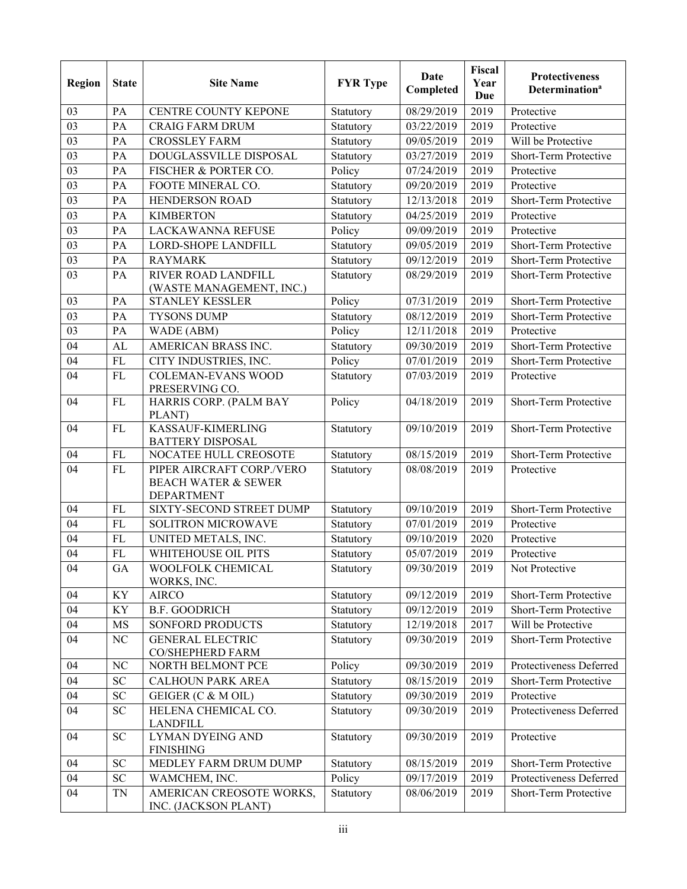| Region | State | Site Name | FYR Type | Date Completed | Fiscal Year Due | Protectiveness Determination[a] |
|---|---|---|---|---|---|---|
| 03 | PA | CENTRE COUNTY KEPONE | Statutory | 08/29/2019 | 2019 | Protective |
| 03 | PA | CRAIG FARM DRUM | Statutory | 03/22/2019 | 2019 | Protective |
| 03 | PA | CROSSLEY FARM | Statutory | 09/05/2019 | 2019 | Will be Protective |
| 03 | PA | DOUGLASSVILLE DISPOSAL | Statutory | 03/27/2019 | 2019 | Short-Term Protective |
| 03 | PA | FISCHER & PORTER CO. | Policy | 07/24/2019 | 2019 | Protective |
| 03 | PA | FOOTE MINERAL CO. | Statutory | 09/20/2019 | 2019 | Protective |
| 03 | PA | HENDERSON ROAD | Statutory | 12/13/2018 | 2019 | Short-Term Protective |
| 03 | PA | KIMBERTON | Statutory | 04/25/2019 | 2019 | Protective |
| 03 | PA | LACKAWANNA REFUSE | Policy | 09/09/2019 | 2019 | Protective |
| 03 | PA | LORD-SHOPE LANDFILL | Statutory | 09/05/2019 | 2019 | Short-Term Protective |
| 03 | PA | RAYMARK | Statutory | 09/12/2019 | 2019 | Short-Term Protective |
| 03 | PA | RIVER ROAD LANDFILL (WASTE MANAGEMENT, INC.) | Statutory | 08/29/2019 | 2019 | Short-Term Protective |
| 03 | PA | STANLEY KESSLER | Policy | 07/31/2019 | 2019 | Short-Term Protective |
| 03 | PA | TYSONS DUMP | Statutory | 08/12/2019 | 2019 | Short-Term Protective |
| 03 | PA | WADE (ABM) | Policy | 12/11/2018 | 2019 | Protective |
| 04 | AL | AMERICAN BRASS INC. | Statutory | 09/30/2019 | 2019 | Short-Term Protective |
| 04 | FL | CITY INDUSTRIES, INC. | Policy | 07/01/2019 | 2019 | Short-Term Protective |
| 04 | FL | COLEMAN-EVANS WOOD PRESERVING CO. | Statutory | 07/03/2019 | 2019 | Protective |
| 04 | FL | HARRIS CORP. (PALM BAY PLANT) | Policy | 04/18/2019 | 2019 | Short-Term Protective |
| 04 | FL | KASSAUF-KIMERLING BATTERY DISPOSAL | Statutory | 09/10/2019 | 2019 | Short-Term Protective |
| 04 | FL | NOCATEE HULL CREOSOTE | Statutory | 08/15/2019 | 2019 | Short-Term Protective |
| 04 | FL | PIPER AIRCRAFT CORP./VERO BEACH WATER & SEWER DEPARTMENT | Statutory | 08/08/2019 | 2019 | Protective |
| 04 | FL | SIXTY-SECOND STREET DUMP | Statutory | 09/10/2019 | 2019 | Short-Term Protective |
| 04 | FL | SOLITRON MICROWAVE | Statutory | 07/01/2019 | 2019 | Protective |
| 04 | FL | UNITED METALS, INC. | Statutory | 09/10/2019 | 2020 | Protective |
| 04 | FL | WHITEHOUSE OIL PITS | Statutory | 05/07/2019 | 2019 | Protective |
| 04 | GA | WOOLFOLK CHEMICAL WORKS, INC. | Statutory | 09/30/2019 | 2019 | Not Protective |
| 04 | KY | AIRCO | Statutory | 09/12/2019 | 2019 | Short-Term Protective |
| 04 | KY | B.F. GOODRICH | Statutory | 09/12/2019 | 2019 | Short-Term Protective |
| 04 | MS | SONFORD PRODUCTS | Statutory | 12/19/2018 | 2017 | Will be Protective |
| 04 | NC | GENERAL ELECTRIC CO/SHEPHERD FARM | Statutory | 09/30/2019 | 2019 | Short-Term Protective |
| 04 | NC | NORTH BELMONT PCE | Policy | 09/30/2019 | 2019 | Protectiveness Deferred |
| 04 | SC | CALHOUN PARK AREA | Statutory | 08/15/2019 | 2019 | Short-Term Protective |
| 04 | SC | GEIGER (C & M OIL) | Statutory | 09/30/2019 | 2019 | Protective |
| 04 | SC | HELENA CHEMICAL CO. LANDFILL | Statutory | 09/30/2019 | 2019 | Protectiveness Deferred |
| 04 | SC | LYMAN DYEING AND FINISHING | Statutory | 09/30/2019 | 2019 | Protective |
| 04 | SC | MEDLEY FARM DRUM DUMP | Statutory | 08/15/2019 | 2019 | Short-Term Protective |
| 04 | SC | WAMCHEM, INC. | Policy | 09/17/2019 | 2019 | Protectiveness Deferred |
| 04 | TN | AMERICAN CREOSOTE WORKS, INC. (JACKSON PLANT) | Statutory | 08/06/2019 | 2019 | Short-Term Protective |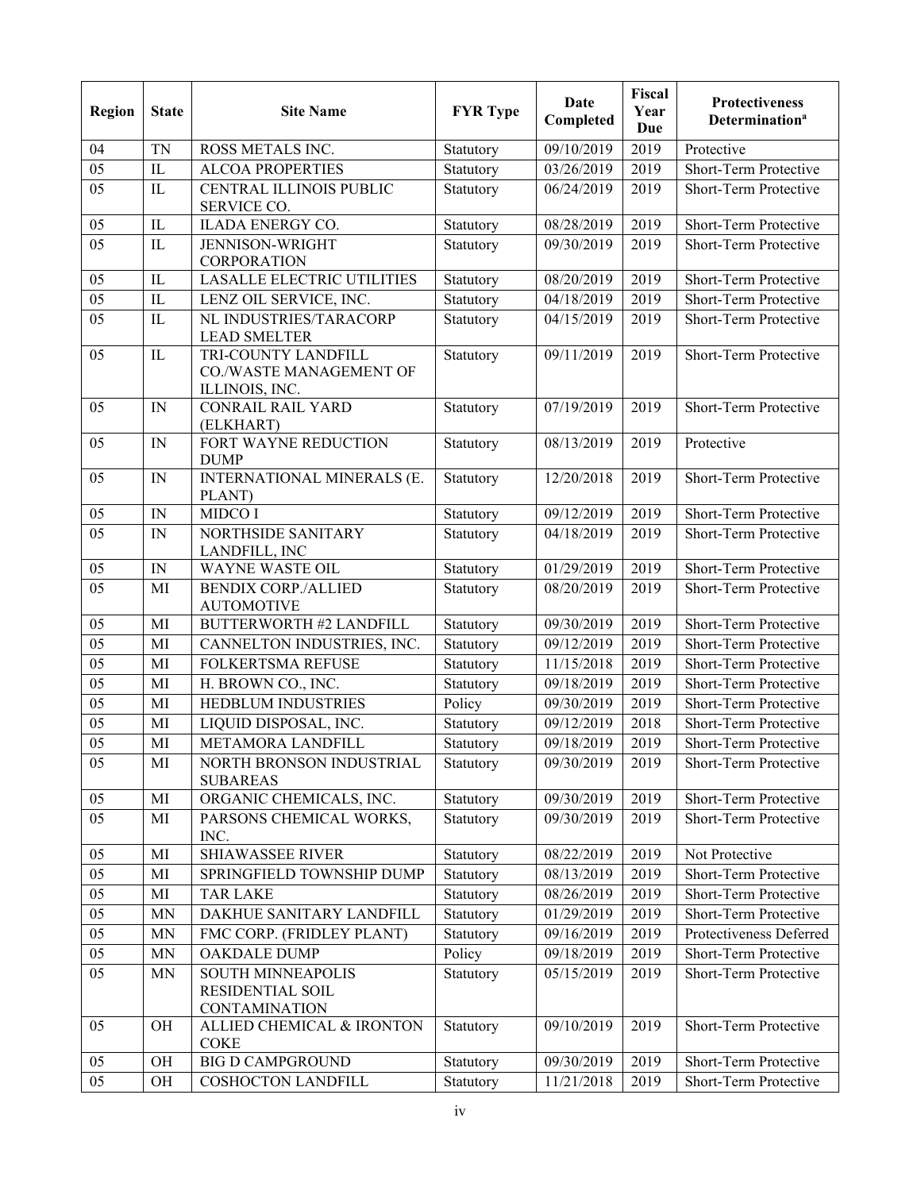| Region | State | Site Name | FYR Type | Date Completed | Fiscal Year Due | Protectiveness Determination[a] |
|---|---|---|---|---|---|---|
| 04 | TN | ROSS METALS INC. | Statutory | 09/10/2019 | 2019 | Protective |
| 05 | IL | ALCOA PROPERTIES | Statutory | 03/26/2019 | 2019 | Short-Term Protective |
| 05 | IL | CENTRAL ILLINOIS PUBLIC SERVICE CO. | Statutory | 06/24/2019 | 2019 | Short-Term Protective |
| 05 | IL | ILADA ENERGY CO. | Statutory | 08/28/2019 | 2019 | Short-Term Protective |
| 05 | IL | JENNISON-WRIGHT CORPORATION | Statutory | 09/30/2019 | 2019 | Short-Term Protective |
| 05 | IL | LASALLE ELECTRIC UTILITIES | Statutory | 08/20/2019 | 2019 | Short-Term Protective |
| 05 | IL | LENZ OIL SERVICE, INC. | Statutory | 04/18/2019 | 2019 | Short-Term Protective |
| 05 | IL | NL INDUSTRIES/TARACORP LEAD SMELTER | Statutory | 04/15/2019 | 2019 | Short-Term Protective |
| 05 | IL | TRI-COUNTY LANDFILL CO./WASTE MANAGEMENT OF ILLINOIS, INC. | Statutory | 09/11/2019 | 2019 | Short-Term Protective |
| 05 | IN | CONRAIL RAIL YARD (ELKHART) | Statutory | 07/19/2019 | 2019 | Short-Term Protective |
| 05 | IN | FORT WAYNE REDUCTION DUMP | Statutory | 08/13/2019 | 2019 | Protective |
| 05 | IN | INTERNATIONAL MINERALS (E. PLANT) | Statutory | 12/20/2018 | 2019 | Short-Term Protective |
| 05 | IN | MIDCO I | Statutory | 09/12/2019 | 2019 | Short-Term Protective |
| 05 | IN | NORTHSIDE SANITARY LANDFILL, INC | Statutory | 04/18/2019 | 2019 | Short-Term Protective |
| 05 | IN | WAYNE WASTE OIL | Statutory | 01/29/2019 | 2019 | Short-Term Protective |
| 05 | MI | BENDIX CORP./ALLIED AUTOMOTIVE | Statutory | 08/20/2019 | 2019 | Short-Term Protective |
| 05 | MI | BUTTERWORTH #2 LANDFILL | Statutory | 09/30/2019 | 2019 | Short-Term Protective |
| 05 | MI | CANNELTON INDUSTRIES, INC. | Statutory | 09/12/2019 | 2019 | Short-Term Protective |
| 05 | MI | FOLKERTSMA REFUSE | Statutory | 11/15/2018 | 2019 | Short-Term Protective |
| 05 | MI | H. BROWN CO., INC. | Statutory | 09/18/2019 | 2019 | Short-Term Protective |
| 05 | MI | HEDBLUM INDUSTRIES | Policy | 09/30/2019 | 2019 | Short-Term Protective |
| 05 | MI | LIQUID DISPOSAL, INC. | Statutory | 09/12/2019 | 2018 | Short-Term Protective |
| 05 | MI | METAMORA LANDFILL | Statutory | 09/18/2019 | 2019 | Short-Term Protective |
| 05 | MI | NORTH BRONSON INDUSTRIAL SUBAREAS | Statutory | 09/30/2019 | 2019 | Short-Term Protective |
| 05 | MI | ORGANIC CHEMICALS, INC. | Statutory | 09/30/2019 | 2019 | Short-Term Protective |
| 05 | MI | PARSONS CHEMICAL WORKS, INC. | Statutory | 09/30/2019 | 2019 | Short-Term Protective |
| 05 | MI | SHIAWASSEE RIVER | Statutory | 08/22/2019 | 2019 | Not Protective |
| 05 | MI | SPRINGFIELD TOWNSHIP DUMP | Statutory | 08/13/2019 | 2019 | Short-Term Protective |
| 05 | MI | TAR LAKE | Statutory | 08/26/2019 | 2019 | Short-Term Protective |
| 05 | MN | DAKHUE SANITARY LANDFILL | Statutory | 01/29/2019 | 2019 | Short-Term Protective |
| 05 | MN | FMC CORP. (FRIDLEY PLANT) | Statutory | 09/16/2019 | 2019 | Protectiveness Deferred |
| 05 | MN | OAKDALE DUMP | Policy | 09/18/2019 | 2019 | Short-Term Protective |
| 05 | MN | SOUTH MINNEAPOLIS RESIDENTIAL SOIL CONTAMINATION | Statutory | 05/15/2019 | 2019 | Short-Term Protective |
| 05 | OH | ALLIED CHEMICAL & IRONTON COKE | Statutory | 09/10/2019 | 2019 | Short-Term Protective |
| 05 | OH | BIG D CAMPGROUND | Statutory | 09/30/2019 | 2019 | Short-Term Protective |
| 05 | OH | COSHOCTON LANDFILL | Statutory | 11/21/2018 | 2019 | Short-Term Protective |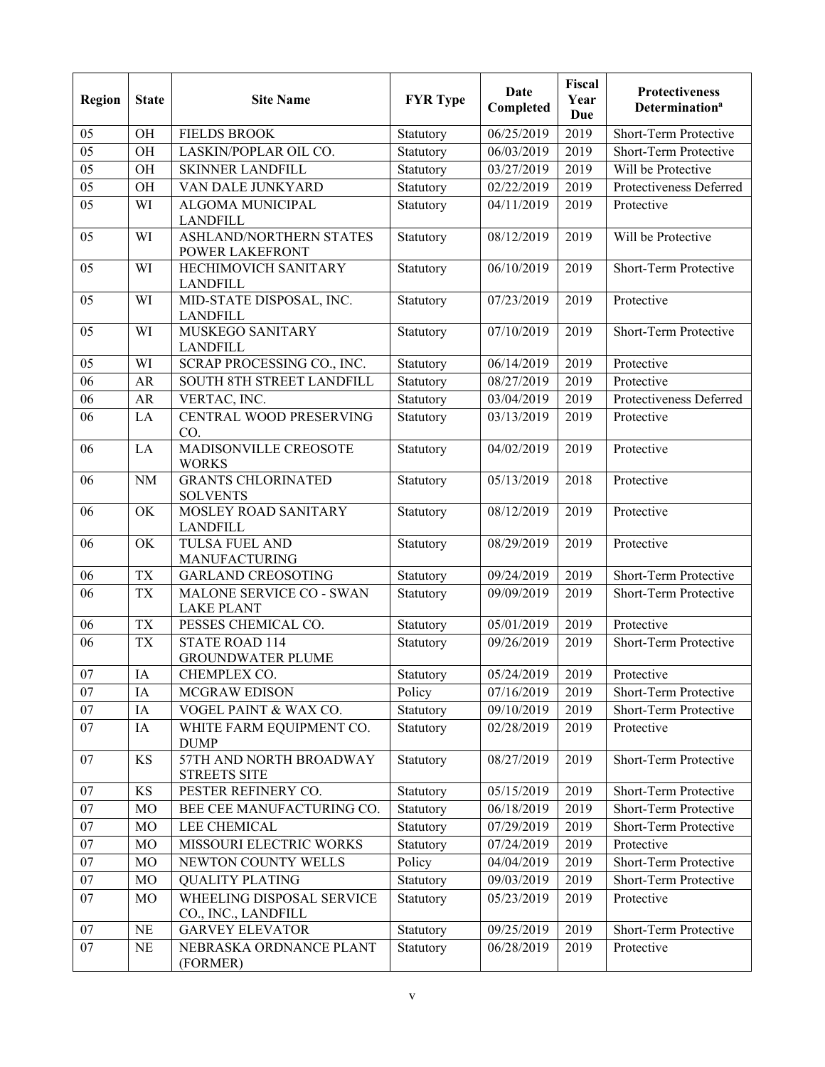| Region | State | Site Name | FYR Type | Date Completed | Fiscal Year Due | Protectiveness Determination[a] |
|---|---|---|---|---|---|---|
| 05 | OH | FIELDS BROOK | Statutory | 06/25/2019 | 2019 | Short-Term Protective |
| 05 | OH | LASKIN/POPLAR OIL CO. | Statutory | 06/03/2019 | 2019 | Short-Term Protective |
| 05 | OH | SKINNER LANDFILL | Statutory | 03/27/2019 | 2019 | Will be Protective |
| 05 | OH | VAN DALE JUNKYARD | Statutory | 02/22/2019 | 2019 | Protectiveness Deferred |
| 05 | WI | ALGOMA MUNICIPAL LANDFILL | Statutory | 04/11/2019 | 2019 | Protective |
| 05 | WI | ASHLAND/NORTHERN STATES POWER LAKEFRONT | Statutory | 08/12/2019 | 2019 | Will be Protective |
| 05 | WI | HECHIMOVICH SANITARY LANDFILL | Statutory | 06/10/2019 | 2019 | Short-Term Protective |
| 05 | WI | MID-STATE DISPOSAL, INC. LANDFILL | Statutory | 07/23/2019 | 2019 | Protective |
| 05 | WI | MUSKEGO SANITARY LANDFILL | Statutory | 07/10/2019 | 2019 | Short-Term Protective |
| 05 | WI | SCRAP PROCESSING CO., INC. | Statutory | 06/14/2019 | 2019 | Protective |
| 06 | AR | SOUTH 8TH STREET LANDFILL | Statutory | 08/27/2019 | 2019 | Protective |
| 06 | AR | VERTAC, INC. | Statutory | 03/04/2019 | 2019 | Protectiveness Deferred |
| 06 | LA | CENTRAL WOOD PRESERVING CO. | Statutory | 03/13/2019 | 2019 | Protective |
| 06 | LA | MADISONVILLE CREOSOTE WORKS | Statutory | 04/02/2019 | 2019 | Protective |
| 06 | NM | GRANTS CHLORINATED SOLVENTS | Statutory | 05/13/2019 | 2018 | Protective |
| 06 | OK | MOSLEY ROAD SANITARY LANDFILL | Statutory | 08/12/2019 | 2019 | Protective |
| 06 | OK | TULSA FUEL AND MANUFACTURING | Statutory | 08/29/2019 | 2019 | Protective |
| 06 | TX | GARLAND CREOSOTING | Statutory | 09/24/2019 | 2019 | Short-Term Protective |
| 06 | TX | MALONE SERVICE CO - SWAN LAKE PLANT | Statutory | 09/09/2019 | 2019 | Short-Term Protective |
| 06 | TX | PESSES CHEMICAL CO. | Statutory | 05/01/2019 | 2019 | Protective |
| 06 | TX | STATE ROAD 114 GROUNDWATER PLUME | Statutory | 09/26/2019 | 2019 | Short-Term Protective |
| 07 | IA | CHEMPLEX CO. | Statutory | 05/24/2019 | 2019 | Protective |
| 07 | IA | MCGRAW EDISON | Policy | 07/16/2019 | 2019 | Short-Term Protective |
| 07 | IA | VOGEL PAINT & WAX CO. | Statutory | 09/10/2019 | 2019 | Short-Term Protective |
| 07 | IA | WHITE FARM EQUIPMENT CO. DUMP | Statutory | 02/28/2019 | 2019 | Protective |
| 07 | KS | 57TH AND NORTH BROADWAY STREETS SITE | Statutory | 08/27/2019 | 2019 | Short-Term Protective |
| 07 | KS | PESTER REFINERY CO. | Statutory | 05/15/2019 | 2019 | Short-Term Protective |
| 07 | MO | BEE CEE MANUFACTURING CO. | Statutory | 06/18/2019 | 2019 | Short-Term Protective |
| 07 | MO | LEE CHEMICAL | Statutory | 07/29/2019 | 2019 | Short-Term Protective |
| 07 | MO | MISSOURI ELECTRIC WORKS | Statutory | 07/24/2019 | 2019 | Protective |
| 07 | MO | NEWTON COUNTY WELLS | Policy | 04/04/2019 | 2019 | Short-Term Protective |
| 07 | MO | QUALITY PLATING | Statutory | 09/03/2019 | 2019 | Short-Term Protective |
| 07 | MO | WHEELING DISPOSAL SERVICE CO., INC., LANDFILL | Statutory | 05/23/2019 | 2019 | Protective |
| 07 | NE | GARVEY ELEVATOR | Statutory | 09/25/2019 | 2019 | Short-Term Protective |
| 07 | NE | NEBRASKA ORDNANCE PLANT (FORMER) | Statutory | 06/28/2019 | 2019 | Protective |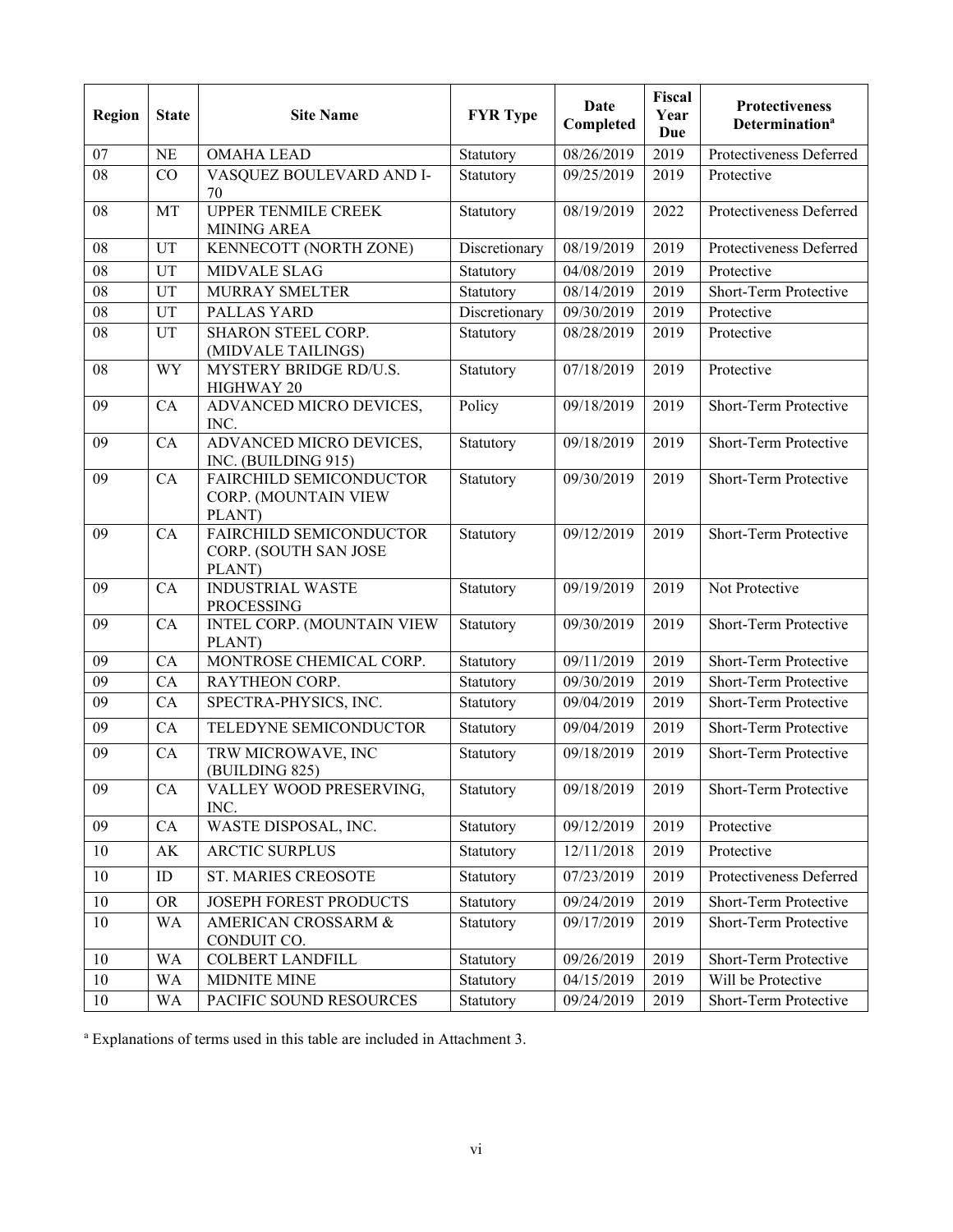| Region | State | Site Name | FYR Type | Date Completed | Fiscal Year Due | Protectiveness Determination[a] |
|---|---|---|---|---|---|---|
| 07 | NE | OMAHA LEAD | Statutory | 08/26/2019 | 2019 | Protectiveness Deferred |
| 08 | CO | VASQUEZ BOULEVARD AND I-70 | Statutory | 09/25/2019 | 2019 | Protective |
| 08 | MT | UPPER TENMILE CREEK MINING AREA | Statutory | 08/19/2019 | 2022 | Protectiveness Deferred |
| 08 | UT | KENNECOTT (NORTH ZONE) | Discretionary | 08/19/2019 | 2019 | Protectiveness Deferred |
| 08 | UT | MIDVALE SLAG | Statutory | 04/08/2019 | 2019 | Protective |
| 08 | UT | MURRAY SMELTER | Statutory | 08/14/2019 | 2019 | Short-Term Protective |
| 08 | UT | PALLAS YARD | Discretionary | 09/30/2019 | 2019 | Protective |
| 08 | UT | SHARON STEEL CORP. (MIDVALE TAILINGS) | Statutory | 08/28/2019 | 2019 | Protective |
| 08 | WY | MYSTERY BRIDGE RD/U.S. HIGHWAY 20 | Statutory | 07/18/2019 | 2019 | Protective |
| 09 | CA | ADVANCED MICRO DEVICES, INC. | Policy | 09/18/2019 | 2019 | Short-Term Protective |
| 09 | CA | ADVANCED MICRO DEVICES, INC. (BUILDING 915) | Statutory | 09/18/2019 | 2019 | Short-Term Protective |
| 09 | CA | FAIRCHILD SEMICONDUCTOR CORP. (MOUNTAIN VIEW PLANT) | Statutory | 09/30/2019 | 2019 | Short-Term Protective |
| 09 | CA | FAIRCHILD SEMICONDUCTOR CORP. (SOUTH SAN JOSE PLANT) | Statutory | 09/12/2019 | 2019 | Short-Term Protective |
| 09 | CA | INDUSTRIAL WASTE PROCESSING | Statutory | 09/19/2019 | 2019 | Not Protective |
| 09 | CA | INTEL CORP. (MOUNTAIN VIEW PLANT) | Statutory | 09/30/2019 | 2019 | Short-Term Protective |
| 09 | CA | MONTROSE CHEMICAL CORP. | Statutory | 09/11/2019 | 2019 | Short-Term Protective |
| 09 | CA | RAYTHEON CORP. | Statutory | 09/30/2019 | 2019 | Short-Term Protective |
| 09 | CA | SPECTRA-PHYSICS, INC. | Statutory | 09/04/2019 | 2019 | Short-Term Protective |
| 09 | CA | TELEDYNE SEMICONDUCTOR | Statutory | 09/04/2019 | 2019 | Short-Term Protective |
| 09 | CA | TRW MICROWAVE, INC (BUILDING 825) | Statutory | 09/18/2019 | 2019 | Short-Term Protective |
| 09 | CA | VALLEY WOOD PRESERVING, INC. | Statutory | 09/18/2019 | 2019 | Short-Term Protective |
| 09 | CA | WASTE DISPOSAL, INC. | Statutory | 09/12/2019 | 2019 | Protective |
| 10 | AK | ARCTIC SURPLUS | Statutory | 12/11/2018 | 2019 | Protective |
| 10 | ID | ST. MARIES CREOSOTE | Statutory | 07/23/2019 | 2019 | Protectiveness Deferred |
| 10 | OR | JOSEPH FOREST PRODUCTS | Statutory | 09/24/2019 | 2019 | Short-Term Protective |
| 10 | WA | AMERICAN CROSSARM & CONDUIT CO. | Statutory | 09/17/2019 | 2019 | Short-Term Protective |
| 10 | WA | COLBERT LANDFILL | Statutory | 09/26/2019 | 2019 | Short-Term Protective |
| 10 | WA | MIDNITE MINE | Statutory | 04/15/2019 | 2019 | Will be Protective |
| 10 | WA | PACIFIC SOUND RESOURCES | Statutory | 09/24/2019 | 2019 | Short-Term Protective |

[a] Explanations of terms used in this table are included in Attachment 3.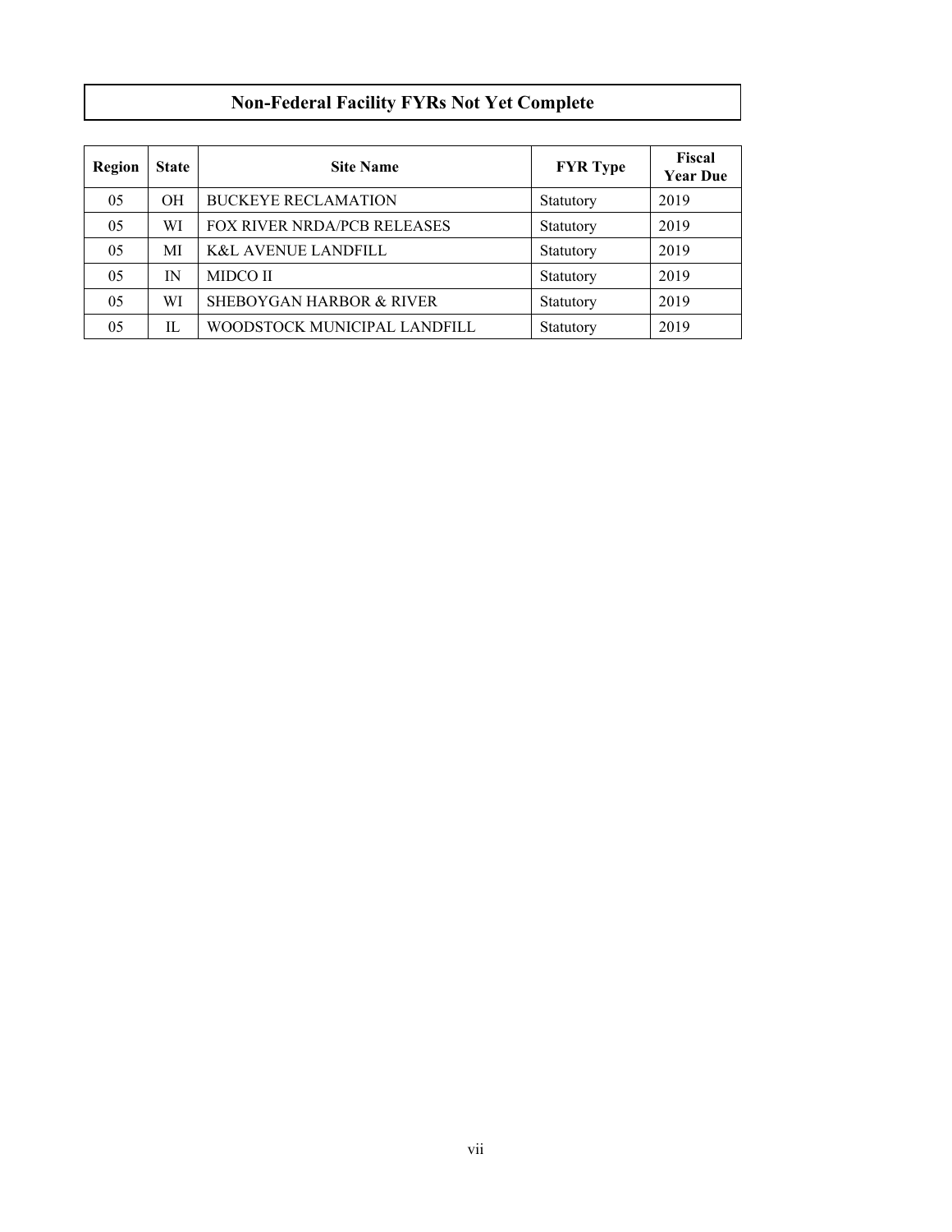## Non-Federal Facility FYRs Not Yet Complete

| Region | State | Site Name | FYR Type | Fiscal Year Due |
|---|---|---|---|---|
| 05 | OH | BUCKEYE RECLAMATION | Statutory | 2019 |
| 05 | WI | FOX RIVER NRDA/PCB RELEASES | Statutory | 2019 |
| 05 | MI | K&L AVENUE LANDFILL | Statutory | 2019 |
| 05 | IN | MIDCO II | Statutory | 2019 |
| 05 | WI | SHEBOYGAN HARBOR & RIVER | Statutory | 2019 |
| 05 | IL | WOODSTOCK MUNICIPAL LANDFILL | Statutory | 2019 |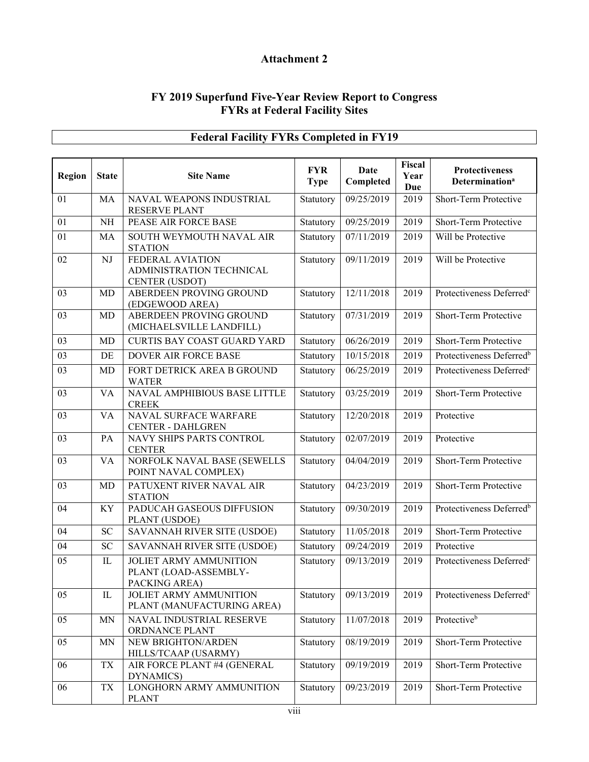## Attachment 2

## FY 2019 Superfund Five-Year Review Report to Congress FYRs at Federal Facility Sites

### Federal Facility FYRs Completed in FY19

| Region | State | Site Name | FYR Type | Date Completed | Fiscal Year Due | Protectiveness Determination[a] |
|---|---|---|---|---|---|---|
| 01 | MA | NAVAL WEAPONS INDUSTRIAL RESERVE PLANT | Statutory | 09/25/2019 | 2019 | Short-Term Protective |
| 01 | NH | PEASE AIR FORCE BASE | Statutory | 09/25/2019 | 2019 | Short-Term Protective |
| 01 | MA | SOUTH WEYMOUTH NAVAL AIR STATION | Statutory | 07/11/2019 | 2019 | Will be Protective |
| 02 | NJ | FEDERAL AVIATION ADMINISTRATION TECHNICAL CENTER (USDOT) | Statutory | 09/11/2019 | 2019 | Will be Protective |
| 03 | MD | ABERDEEN PROVING GROUND (EDGEWOOD AREA) | Statutory | 12/11/2018 | 2019 | Protectiveness Deferred[c] |
| 03 | MD | ABERDEEN PROVING GROUND (MICHAELSVILLE LANDFILL) | Statutory | 07/31/2019 | 2019 | Short-Term Protective |
| 03 | MD | CURTIS BAY COAST GUARD YARD | Statutory | 06/26/2019 | 2019 | Short-Term Protective |
| 03 | DE | DOVER AIR FORCE BASE | Statutory | 10/15/2018 | 2019 | Protectiveness Deferred[b] |
| 03 | MD | FORT DETRICK AREA B GROUND WATER | Statutory | 06/25/2019 | 2019 | Protectiveness Deferred[c] |
| 03 | VA | NAVAL AMPHIBIOUS BASE LITTLE CREEK | Statutory | 03/25/2019 | 2019 | Short-Term Protective |
| 03 | VA | NAVAL SURFACE WARFARE CENTER - DAHLGREN | Statutory | 12/20/2018 | 2019 | Protective |
| 03 | PA | NAVY SHIPS PARTS CONTROL CENTER | Statutory | 02/07/2019 | 2019 | Protective |
| 03 | VA | NORFOLK NAVAL BASE (SEWELLS POINT NAVAL COMPLEX) | Statutory | 04/04/2019 | 2019 | Short-Term Protective |
| 03 | MD | PATUXENT RIVER NAVAL AIR STATION | Statutory | 04/23/2019 | 2019 | Short-Term Protective |
| 04 | KY | PADUCAH GASEOUS DIFFUSION PLANT (USDOE) | Statutory | 09/30/2019 | 2019 | Protectiveness Deferred[b] |
| 04 | SC | SAVANNAH RIVER SITE (USDOE) | Statutory | 11/05/2018 | 2019 | Short-Term Protective |
| 04 | SC | SAVANNAH RIVER SITE (USDOE) | Statutory | 09/24/2019 | 2019 | Protective |
| 05 | IL | JOLIET ARMY AMMUNITION PLANT (LOAD-ASSEMBLY-PACKING AREA) | Statutory | 09/13/2019 | 2019 | Protectiveness Deferred[c] |
| 05 | IL | JOLIET ARMY AMMUNITION PLANT (MANUFACTURING AREA) | Statutory | 09/13/2019 | 2019 | Protectiveness Deferred[c] |
| 05 | MN | NAVAL INDUSTRIAL RESERVE ORDNANCE PLANT | Statutory | 11/07/2018 | 2019 | Protective[b] |
| 05 | MN | NEW BRIGHTON/ARDEN HILLS/TCAAP (USARMY) | Statutory | 08/19/2019 | 2019 | Short-Term Protective |
| 06 | TX | AIR FORCE PLANT #4 (GENERAL DYNAMICS) | Statutory | 09/19/2019 | 2019 | Short-Term Protective |
| 06 | TX | LONGHORN ARMY AMMUNITION PLANT | Statutory | 09/23/2019 | 2019 | Short-Term Protective |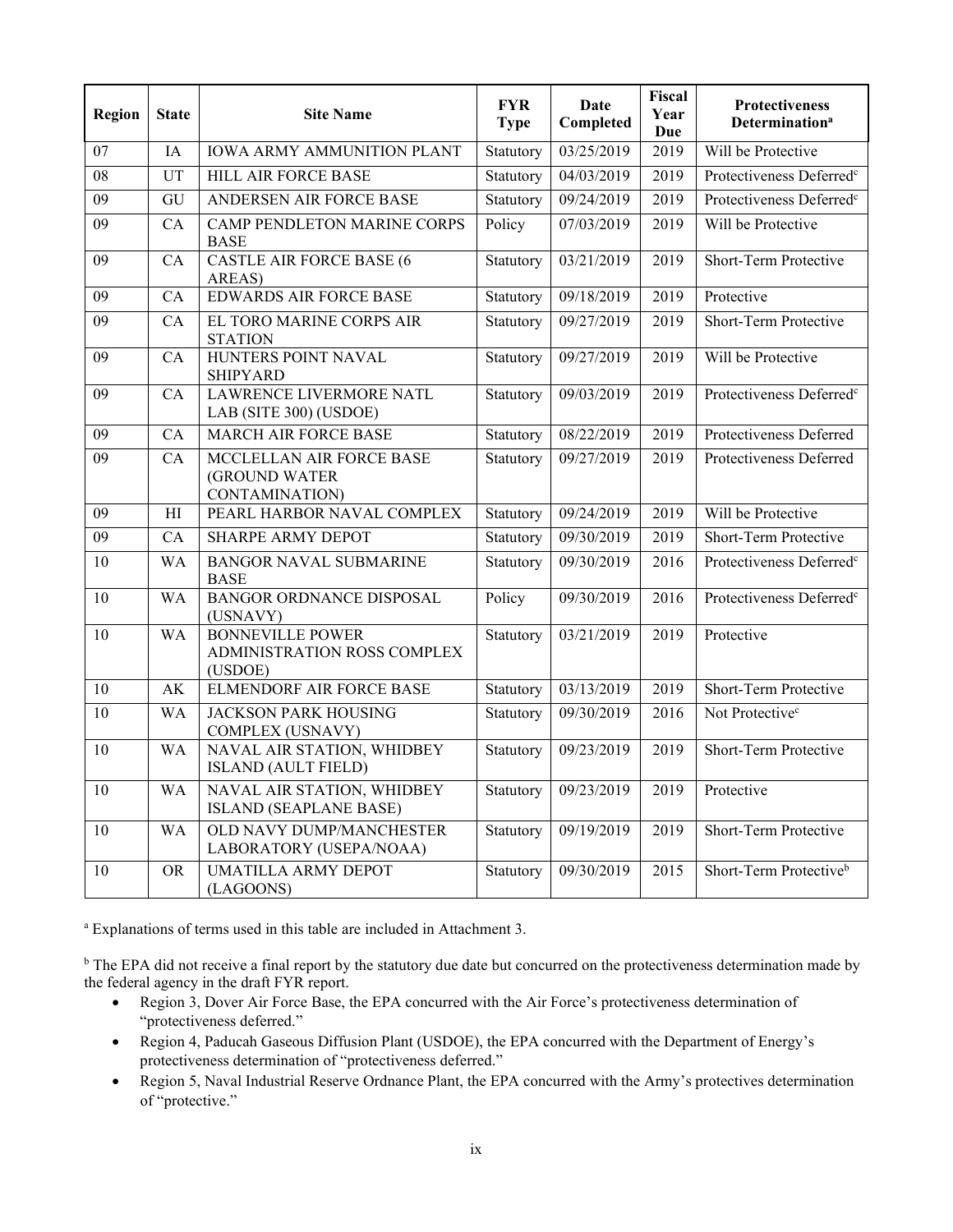| Region | State | Site Name | FYR Type | Date Completed | Fiscal Year Due | Protectiveness Determination[a] |
|---|---|---|---|---|---|---|
| 07 | IA | IOWA ARMY AMMUNITION PLANT | Statutory | 03/25/2019 | 2019 | Will be Protective |
| 08 | UT | HILL AIR FORCE BASE | Statutory | 04/03/2019 | 2019 | Protectiveness Deferred[c] |
| 09 | GU | ANDERSEN AIR FORCE BASE | Statutory | 09/24/2019 | 2019 | Protectiveness Deferred[c] |
| 09 | CA | CAMP PENDLETON MARINE CORPS BASE | Policy | 07/03/2019 | 2019 | Will be Protective |
| 09 | CA | CASTLE AIR FORCE BASE (6 AREAS) | Statutory | 03/21/2019 | 2019 | Short-Term Protective |
| 09 | CA | EDWARDS AIR FORCE BASE | Statutory | 09/18/2019 | 2019 | Protective |
| 09 | CA | EL TORO MARINE CORPS AIR STATION | Statutory | 09/27/2019 | 2019 | Short-Term Protective |
| 09 | CA | HUNTERS POINT NAVAL SHIPYARD | Statutory | 09/27/2019 | 2019 | Will be Protective |
| 09 | CA | LAWRENCE LIVERMORE NATL LAB (SITE 300) (USDOE) | Statutory | 09/03/2019 | 2019 | Protectiveness Deferred[c] |
| 09 | CA | MARCH AIR FORCE BASE | Statutory | 08/22/2019 | 2019 | Protectiveness Deferred |
| 09 | CA | MCCLELLAN AIR FORCE BASE (GROUND WATER CONTAMINATION) | Statutory | 09/27/2019 | 2019 | Protectiveness Deferred |
| 09 | HI | PEARL HARBOR NAVAL COMPLEX | Statutory | 09/24/2019 | 2019 | Will be Protective |
| 09 | CA | SHARPE ARMY DEPOT | Statutory | 09/30/2019 | 2019 | Short-Term Protective |
| 10 | WA | BANGOR NAVAL SUBMARINE BASE | Statutory | 09/30/2019 | 2016 | Protectiveness Deferred[c] |
| 10 | WA | BANGOR ORDNANCE DISPOSAL (USNAVY) | Policy | 09/30/2019 | 2016 | Protectiveness Deferred[c] |
| 10 | WA | BONNEVILLE POWER ADMINISTRATION ROSS COMPLEX (USDOE) | Statutory | 03/21/2019 | 2019 | Protective |
| 10 | AK | ELMENDORF AIR FORCE BASE | Statutory | 03/13/2019 | 2019 | Short-Term Protective |
| 10 | WA | JACKSON PARK HOUSING COMPLEX (USNAVY) | Statutory | 09/30/2019 | 2016 | Not Protective[c] |
| 10 | WA | NAVAL AIR STATION, WHIDBEY ISLAND (AULT FIELD) | Statutory | 09/23/2019 | 2019 | Short-Term Protective |
| 10 | WA | NAVAL AIR STATION, WHIDBEY ISLAND (SEAPLANE BASE) | Statutory | 09/23/2019 | 2019 | Protective |
| 10 | WA | OLD NAVY DUMP/MANCHESTER LABORATORY (USEPA/NOAA) | Statutory | 09/19/2019 | 2019 | Short-Term Protective |
| 10 | OR | UMATILLA ARMY DEPOT (LAGOONS) | Statutory | 09/30/2019 | 2015 | Short-Term Protective[b] |

[a] Explanations of terms used in this table are included in Attachment 3.

[b] The EPA did not receive a final report by the statutory due date but concurred on the protectiveness determination made by the federal agency in the draft FYR report.

- Region 3, Dover Air Force Base, the EPA concurred with the Air Force's protectiveness determination of "protectiveness deferred."
- Region 4, Paducah Gaseous Diffusion Plant (USDOE), the EPA concurred with the Department of Energy's protectiveness determination of "protectiveness deferred."
- Region 5, Naval Industrial Reserve Ordnance Plant, the EPA concurred with the Army's protectives determination of "protective."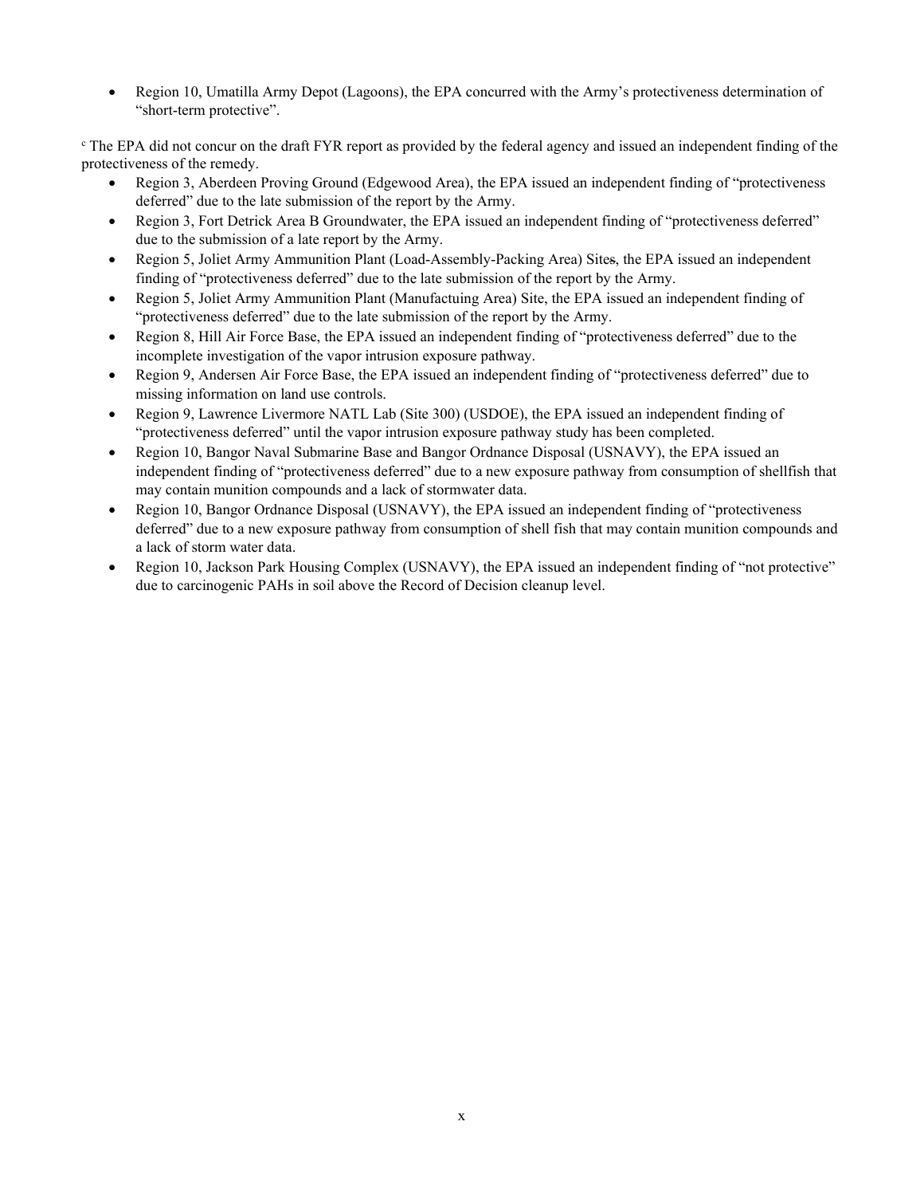- Region 10, Umatilla Army Depot (Lagoons), the EPA concurred with the Army's protectiveness determination of "short-term protective".

[c] The EPA did not concur on the draft FYR report as provided by the federal agency and issued an independent finding of the protectiveness of the remedy.

- Region 3, Aberdeen Proving Ground (Edgewood Area), the EPA issued an independent finding of "protectiveness deferred" due to the late submission of the report by the Army.
- Region 3, Fort Detrick Area B Groundwater, the EPA issued an independent finding of "protectiveness deferred" due to the submission of a late report by the Army.
- Region 5, Joliet Army Ammunition Plant (Load-Assembly-Packing Area) Sites, the EPA issued an independent finding of "protectiveness deferred" due to the late submission of the report by the Army.
- Region 5, Joliet Army Ammunition Plant (Manufactuing Area) Site, the EPA issued an independent finding of "protectiveness deferred" due to the late submission of the report by the Army.
- Region 8, Hill Air Force Base, the EPA issued an independent finding of "protectiveness deferred" due to the incomplete investigation of the vapor intrusion exposure pathway.
- Region 9, Andersen Air Force Base, the EPA issued an independent finding of "protectiveness deferred" due to missing information on land use controls.
- Region 9, Lawrence Livermore NATL Lab (Site 300) (USDOE), the EPA issued an independent finding of "protectiveness deferred" until the vapor intrusion exposure pathway study has been completed.
- Region 10, Bangor Naval Submarine Base and Bangor Ordnance Disposal (USNAVY), the EPA issued an independent finding of "protectiveness deferred" due to a new exposure pathway from consumption of shellfish that may contain munition compounds and a lack of stormwater data.
- Region 10, Bangor Ordnance Disposal (USNAVY), the EPA issued an independent finding of "protectiveness deferred" due to a new exposure pathway from consumption of shell fish that may contain munition compounds and a lack of storm water data.
- Region 10, Jackson Park Housing Complex (USNAVY), the EPA issued an independent finding of "not protective" due to carcinogenic PAHs in soil above the Record of Decision cleanup level.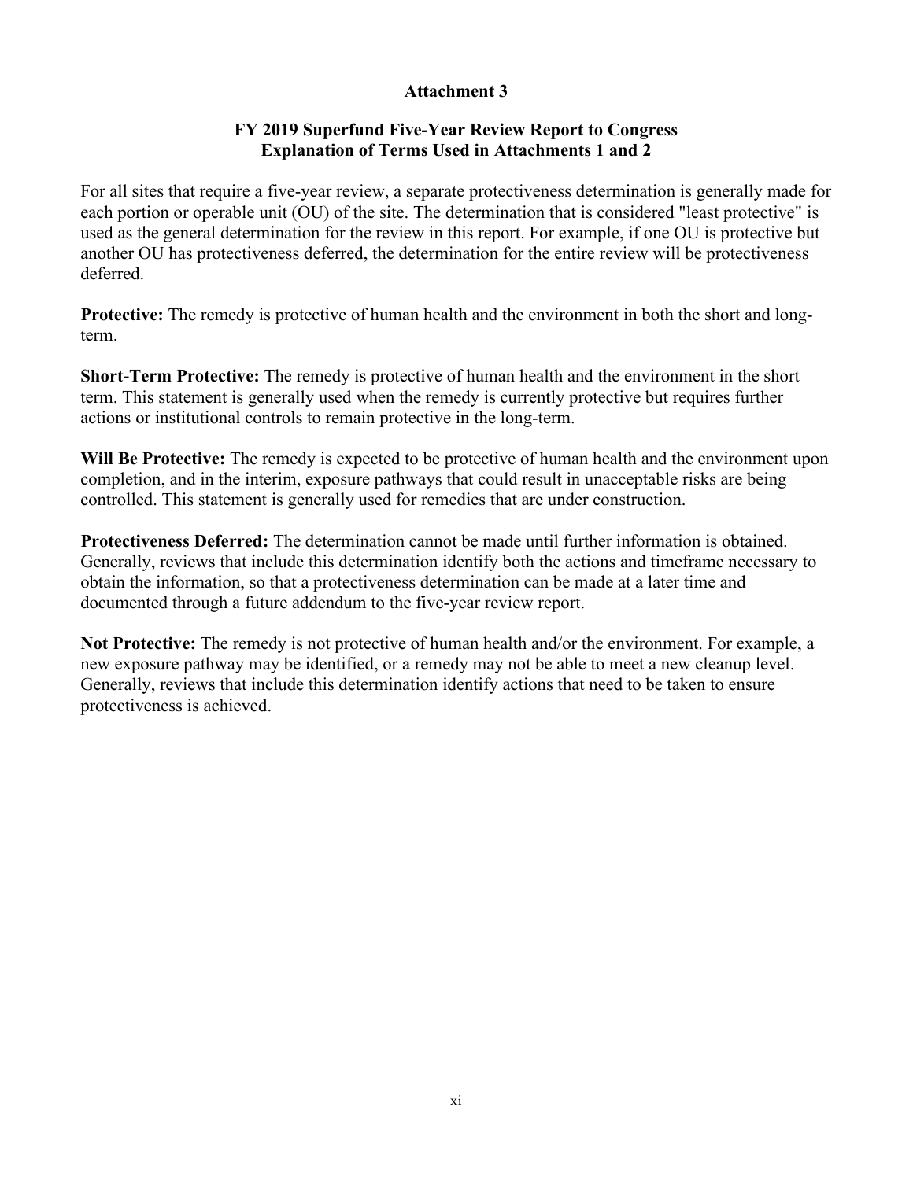## Attachment 3

### FY 2019 Superfund Five-Year Review Report to Congress
### Explanation of Terms Used in Attachments 1 and 2

For all sites that require a five-year review, a separate protectiveness determination is generally made for each portion or operable unit (OU) of the site. The determination that is considered "least protective" is used as the general determination for the review in this report. For example, if one OU is protective but another OU has protectiveness deferred, the determination for the entire review will be protectiveness deferred.

**Protective:** The remedy is protective of human health and the environment in both the short and long-term.

**Short-Term Protective:** The remedy is protective of human health and the environment in the short term. This statement is generally used when the remedy is currently protective but requires further actions or institutional controls to remain protective in the long-term.

**Will Be Protective:** The remedy is expected to be protective of human health and the environment upon completion, and in the interim, exposure pathways that could result in unacceptable risks are being controlled. This statement is generally used for remedies that are under construction.

**Protectiveness Deferred:** The determination cannot be made until further information is obtained. Generally, reviews that include this determination identify both the actions and timeframe necessary to obtain the information, so that a protectiveness determination can be made at a later time and documented through a future addendum to the five-year review report.

**Not Protective:** The remedy is not protective of human health and/or the environment. For example, a new exposure pathway may be identified, or a remedy may not be able to meet a new cleanup level. Generally, reviews that include this determination identify actions that need to be taken to ensure protectiveness is achieved.